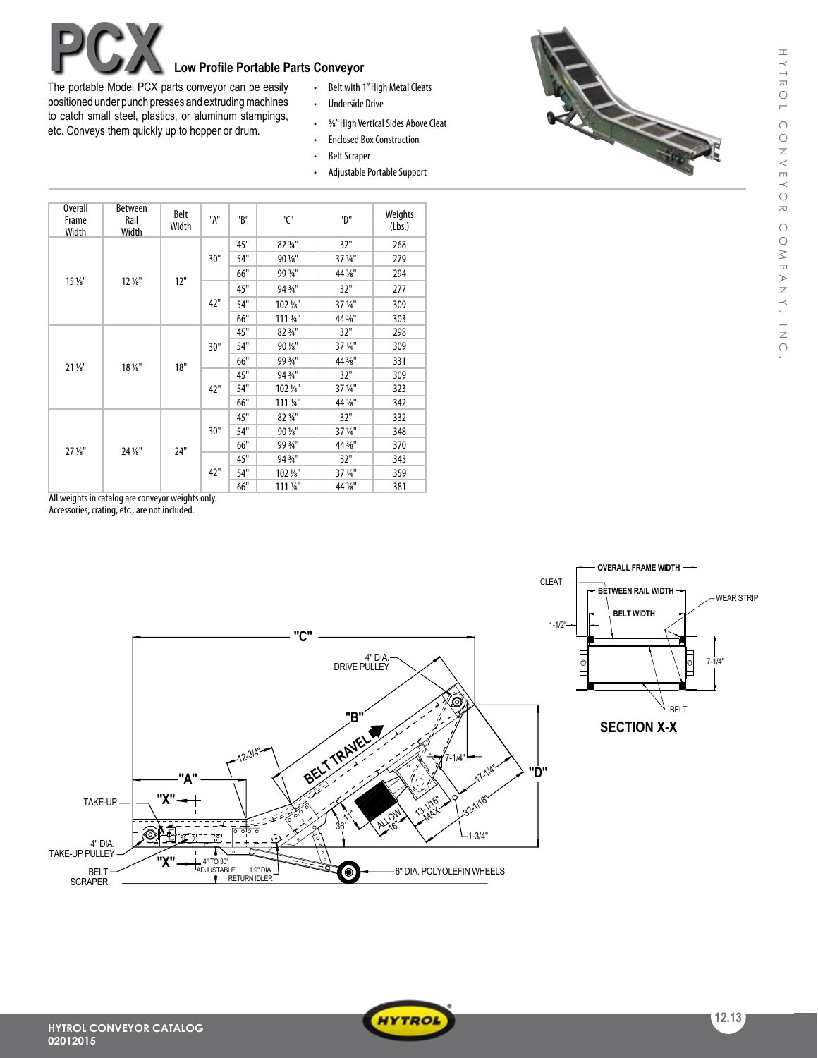# PCX Low Profile Portable Parts Conveyor

The portable Model PCX parts conveyor can be easily positioned under punch presses and extruding machines to catch small steel, plastics, or aluminum stampings, etc. Conveys them quickly up to hopper or drum.

- Belt with 1" High Metal Cleats
- Underside Drive
- ⅝" High Vertical Sides Above Cleat
- Enclosed Box Construction
- Belt Scraper
- Adjustable Portable Support

| Overall Frame Width | Between Rail Width | Belt Width | "A" | "B" | "C" | "D" | Weights (Lbs.) |
|---|---|---|---|---|---|---|---|
| 15 ⅛" | 12 ⅛" | 12" | 30" | 45" | 82 ¾" | 32" | 268 |
| | | | | 54" | 90 ⅛" | 37 ¼" | 279 |
| | | | | 66" | 99 ¾" | 44 ⅜" | 294 |
| | | | 42" | 45" | 94 ¾" | 32" | 277 |
| | | | | 54" | 102 ⅛" | 37 ¼" | 309 |
| | | | | 66" | 111 ¾" | 44 ⅜" | 303 |
| 21 ⅛" | 18 ⅛" | 18" | 30" | 45" | 82 ¾" | 32" | 298 |
| | | | | 54" | 90 ⅛" | 37 ¼" | 309 |
| | | | | 66" | 99 ¾" | 44 ⅜" | 331 |
| | | | 42" | 45" | 94 ¾" | 32" | 309 |
| | | | | 54" | 102 ⅛" | 37 ¼" | 323 |
| | | | | 66" | 111 ¾" | 44 ⅜" | 342 |
| 27 ⅛" | 24 ⅛" | 24" | 30" | 45" | 82 ¾" | 32" | 332 |
| | | | | 54" | 90 ⅛" | 37 ¼" | 348 |
| | | | | 66" | 99 ¾" | 44 ⅜" | 370 |
| | | | 42" | 45" | 94 ¾" | 32" | 343 |
| | | | | 54" | 102 ⅛" | 37 ¼" | 359 |
| | | | | 66" | 111 ¾" | 44 ⅜" | 381 |

All weights in catalog are conveyor weights only.
Accessories, crating, etc., are not included.

"C" — 4" DIA. DRIVE PULLEY — "B" — BELT TRAVEL — 12-3/4" — "A" — "X" — TAKE-UP — 4" DIA. TAKE-UP PULLEY — BELT SCRAPER — 4" TO 30" ADJUSTABLE — 1.9" DIA. RETURN IDLER — 36° — 11° — ALLOW 16" — 13-1/16" MAX. — 7-1/4" — 17-1/4" — 32-1/16" — 1-3/4" — "D" — 6" DIA. POLYOLEFIN WHEELS

OVERALL FRAME WIDTH — CLEAT — BETWEEN RAIL WIDTH — WEAR STRIP — BELT WIDTH — 1-1/2" — 7-1/4" — BELT

**SECTION X-X**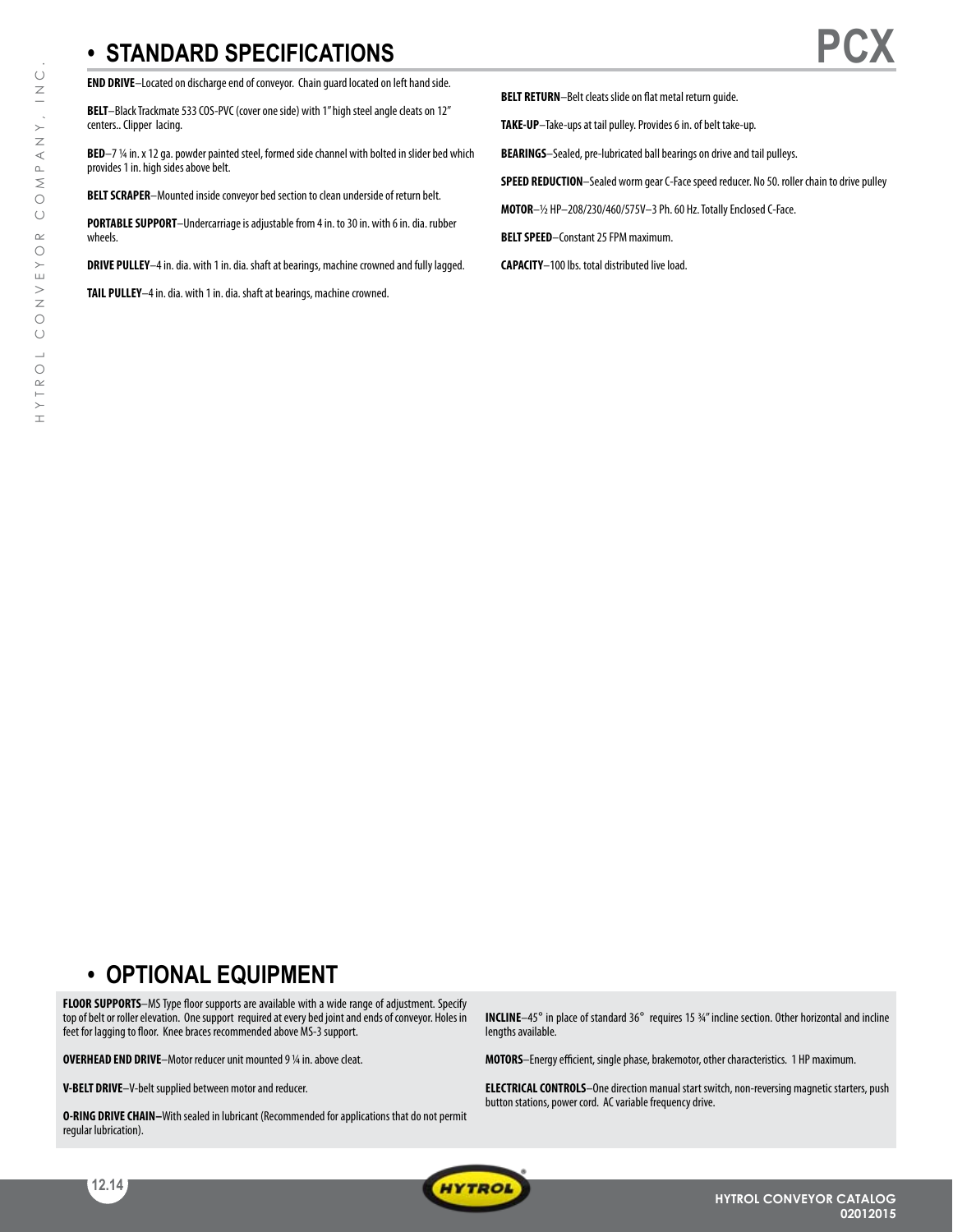# • STANDARD SPECIFICATIONS

**END DRIVE**–Located on discharge end of conveyor. Chain guard located on left hand side.

**BELT**–Black Trackmate 533 COS-PVC (cover one side) with 1" high steel angle cleats on 12" centers.. Clipper lacing.

**BED**–7 ¼ in. x 12 ga. powder painted steel, formed side channel with bolted in slider bed which provides 1 in. high sides above belt.

**BELT SCRAPER**–Mounted inside conveyor bed section to clean underside of return belt.

**PORTABLE SUPPORT**–Undercarriage is adjustable from 4 in. to 30 in. with 6 in. dia. rubber wheels.

**DRIVE PULLEY**–4 in. dia. with 1 in. dia. shaft at bearings, machine crowned and fully lagged.

**TAIL PULLEY**–4 in. dia. with 1 in. dia. shaft at bearings, machine crowned.

**BELT RETURN**–Belt cleats slide on flat metal return guide.

**TAKE-UP**–Take-ups at tail pulley. Provides 6 in. of belt take-up.

**BEARINGS**–Sealed, pre-lubricated ball bearings on drive and tail pulleys.

**SPEED REDUCTION**–Sealed worm gear C-Face speed reducer. No 50. roller chain to drive pulley

**MOTOR**–½ HP–208/230/460/575V–3 Ph. 60 Hz. Totally Enclosed C-Face.

**BELT SPEED**–Constant 25 FPM maximum.

**CAPACITY**–100 lbs. total distributed live load.

# • OPTIONAL EQUIPMENT

**FLOOR SUPPORTS**–MS Type floor supports are available with a wide range of adjustment. Specify top of belt or roller elevation. One support required at every bed joint and ends of conveyor. Holes in feet for lagging to floor. Knee braces recommended above MS-3 support.

**OVERHEAD END DRIVE**–Motor reducer unit mounted 9 ¼ in. above cleat.

**V-BELT DRIVE**–V-belt supplied between motor and reducer.

**O-RING DRIVE CHAIN–**With sealed in lubricant (Recommended for applications that do not permit regular lubrication).

**INCLINE**–45° in place of standard 36° requires 15 ¾" incline section. Other horizontal and incline lengths available.

**MOTORS**–Energy efficient, single phase, brakemotor, other characteristics. 1 HP maximum.

**ELECTRICAL CONTROLS**–One direction manual start switch, non-reversing magnetic starters, push button stations, power cord. AC variable frequency drive.